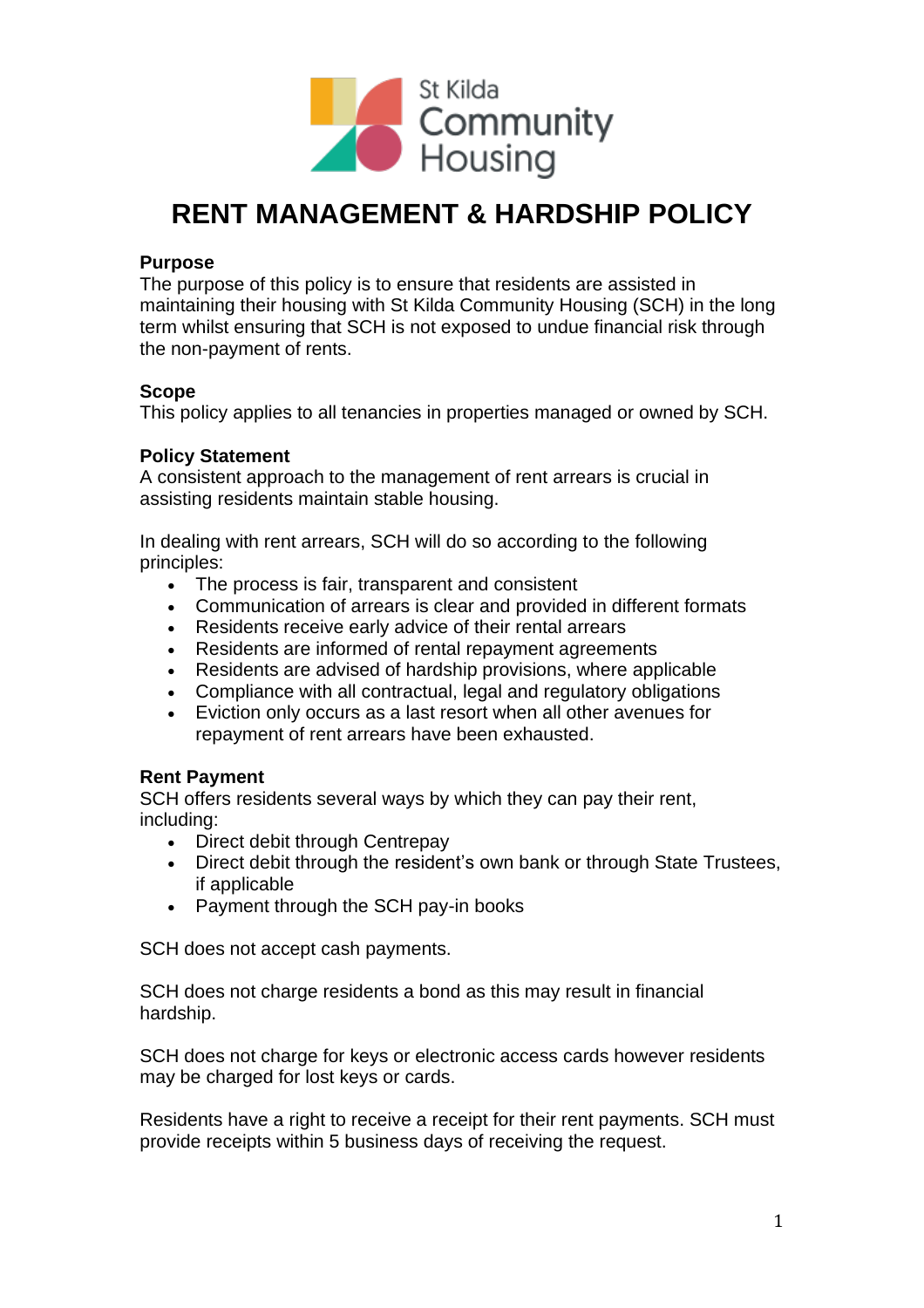# RENT MANAGEMENT & HARDSHIP POLICY

**Purpose**

The purpose of this policy is to ensure that residents are assisted in maintaining their housing with St Kilda Community Housing (SCH) in the long term whilst ensuring that SCH is not exposed to undue financial risk through the non-payment of rents.

**Scope**

This policy applies to all tenancies in properties managed or owned by SCH.

**Policy Statement**

A consistent approach to the management of rent arrears is crucial in assisting residents maintain stable housing.

In dealing with rent arrears, SCH will do so according to the following principles:

- The process is fair, transparent and consistent
- Communication of arrears is clear and provided in different formats
- Residents receive early advice of their rental arrears
- Residents are informed of rental repayment agreements
- Residents are advised of hardship provisions, where applicable
- Compliance with all contractual, legal and regulatory obligations
- Eviction only occurs as a last resort when all other avenues for repayment of rent arrears have been exhausted.

**Rent Payment**

SCH offers residents several ways by which they can pay their rent, including:

- Direct debit through Centrepay
- Direct debit through the resident's own bank or through State Trustees, if applicable
- Payment through the SCH pay-in books

SCH does not accept cash payments.

SCH does not charge residents a bond as this may result in financial hardship.

SCH does not charge for keys or electronic access cards however residents may be charged for lost keys or cards.

Residents have a right to receive a receipt for their rent payments. SCH must provide receipts within 5 business days of receiving the request.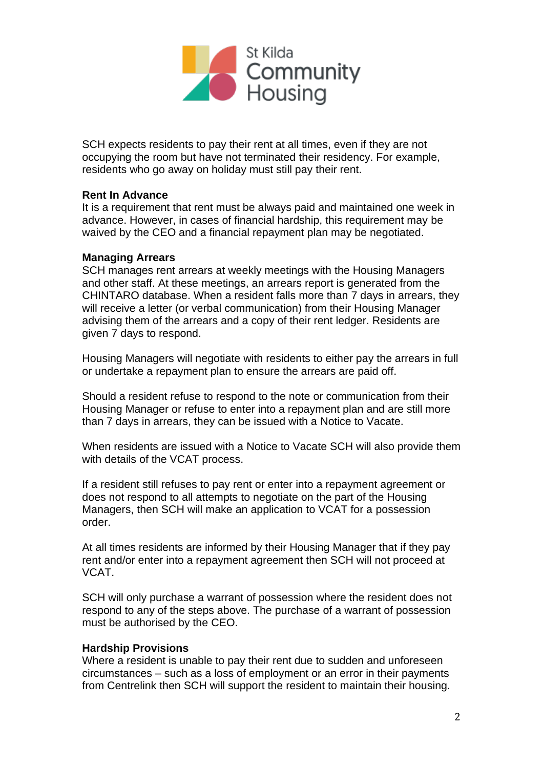SCH expects residents to pay their rent at all times, even if they are not occupying the room but have not terminated their residency. For example, residents who go away on holiday must still pay their rent.

**Rent In Advance**

It is a requirement that rent must be always paid and maintained one week in advance. However, in cases of financial hardship, this requirement may be waived by the CEO and a financial repayment plan may be negotiated.

**Managing Arrears**

SCH manages rent arrears at weekly meetings with the Housing Managers and other staff. At these meetings, an arrears report is generated from the CHINTARO database. When a resident falls more than 7 days in arrears, they will receive a letter (or verbal communication) from their Housing Manager advising them of the arrears and a copy of their rent ledger. Residents are given 7 days to respond.

Housing Managers will negotiate with residents to either pay the arrears in full or undertake a repayment plan to ensure the arrears are paid off.

Should a resident refuse to respond to the note or communication from their Housing Manager or refuse to enter into a repayment plan and are still more than 7 days in arrears, they can be issued with a Notice to Vacate.

When residents are issued with a Notice to Vacate SCH will also provide them with details of the VCAT process.

If a resident still refuses to pay rent or enter into a repayment agreement or does not respond to all attempts to negotiate on the part of the Housing Managers, then SCH will make an application to VCAT for a possession order.

At all times residents are informed by their Housing Manager that if they pay rent and/or enter into a repayment agreement then SCH will not proceed at VCAT.

SCH will only purchase a warrant of possession where the resident does not respond to any of the steps above. The purchase of a warrant of possession must be authorised by the CEO.

**Hardship Provisions**

Where a resident is unable to pay their rent due to sudden and unforeseen circumstances – such as a loss of employment or an error in their payments from Centrelink then SCH will support the resident to maintain their housing.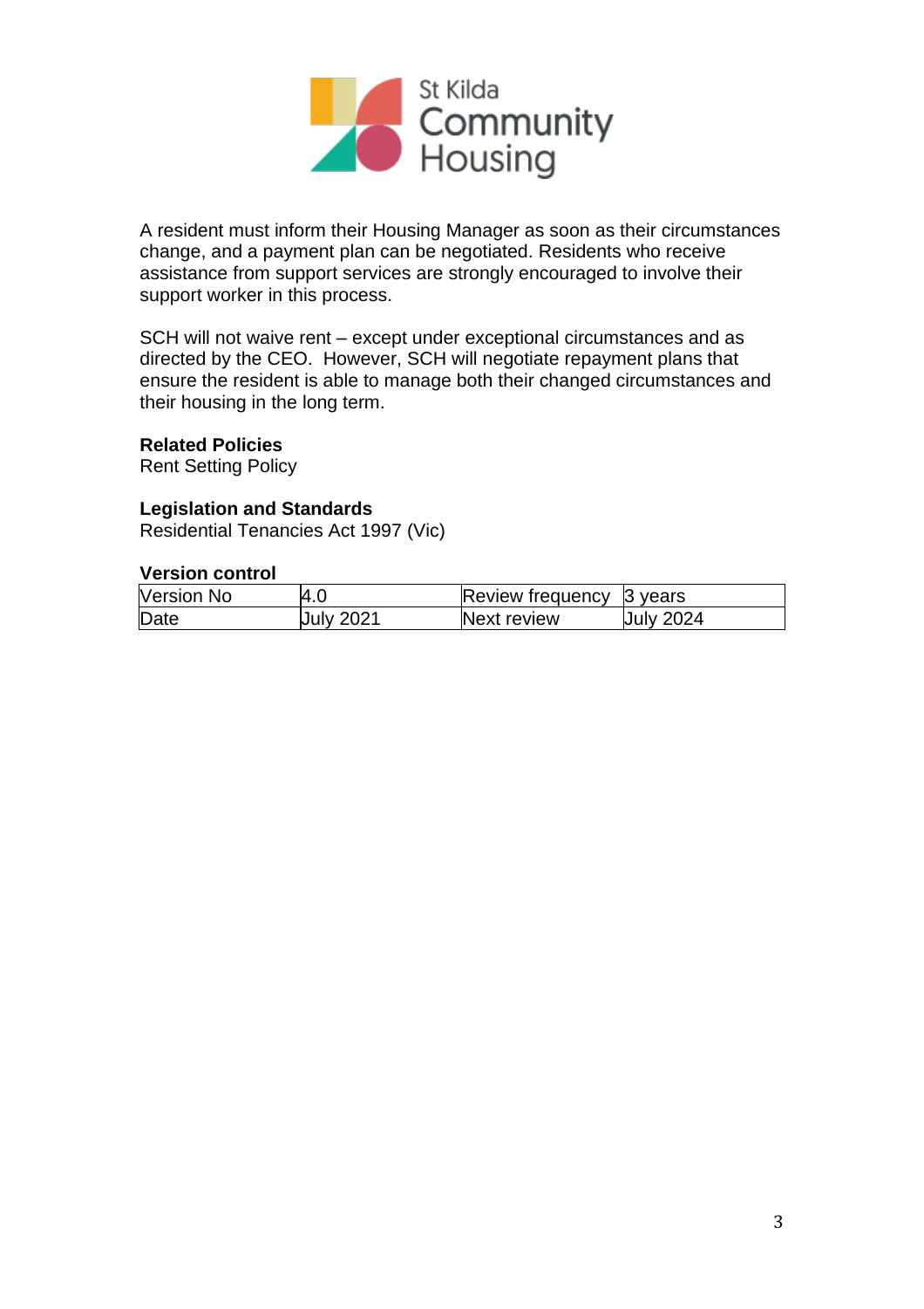A resident must inform their Housing Manager as soon as their circumstances change, and a payment plan can be negotiated. Residents who receive assistance from support services are strongly encouraged to involve their support worker in this process.

SCH will not waive rent – except under exceptional circumstances and as directed by the CEO. However, SCH will negotiate repayment plans that ensure the resident is able to manage both their changed circumstances and their housing in the long term.

**Related Policies**
Rent Setting Policy

**Legislation and Standards**
Residential Tenancies Act 1997 (Vic)

**Version control**

| | | | |
|---|---|---|---|
| Version No | 4.0 | Review frequency | 3 years |
| Date | July 2021 | Next review | July 2024 |